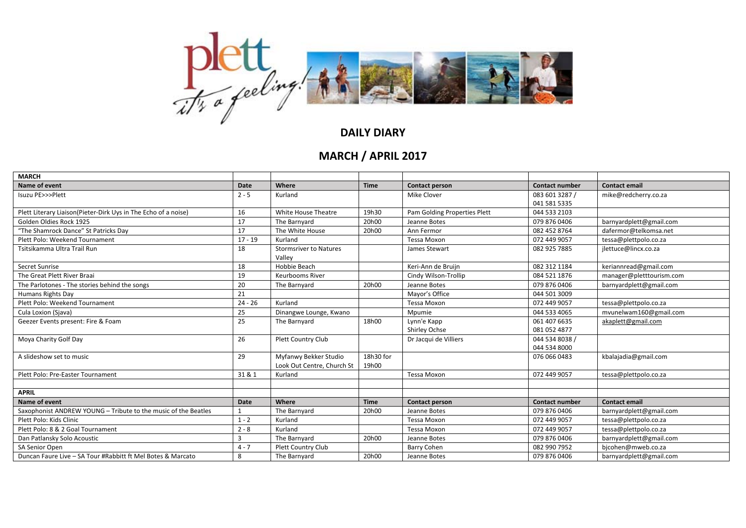# DAILY DIARY

## MARCH / APRIL 2017

| MARCH | | | | | | |
|---|---|---|---|---|---|---|
| **Name of event** | **Date** | **Where** | **Time** | **Contact person** | **Contact number** | **Contact email** |
| Isuzu PE>>>Plett | 2 - 5 | Kurland | | Mike Clover | 083 601 3287 / 041 581 5335 | mike@redcherry.co.za |
| Plett Literary Liaison(Pieter-Dirk Uys in The Echo of a noise) | 16 | White House Theatre | 19h30 | Pam Golding Properties Plett | 044 533 2103 | |
| Golden Oldies Rock 1925 | 17 | The Barnyard | 20h00 | Jeanne Botes | 079 876 0406 | barnyardplett@gmail.com |
| "The Shamrock Dance" St Patricks Day | 17 | The White House | 20h00 | Ann Fermor | 082 452 8764 | dafermor@telkomsa.net |
| Plett Polo: Weekend Tournament | 17 - 19 | Kurland | | Tessa Moxon | 072 449 9057 | tessa@plettpolo.co.za |
| Tsitsikamma Ultra Trail Run | 18 | Stormsriver to Natures Valley | | James Stewart | 082 925 7885 | jlettuce@lincx.co.za |
| Secret Sunrise | 18 | Hobbie Beach | | Keri-Ann de Bruijn | 082 312 1184 | keriannread@gmail.com |
| The Great Plett River Braai | 19 | Keurbooms River | | Cindy Wilson-Trollip | 084 521 1876 | manager@pletttourism.com |
| The Parlotones - The stories behind the songs | 20 | The Barnyard | 20h00 | Jeanne Botes | 079 876 0406 | barnyardplett@gmail.com |
| Humans Rights Day | 21 | | | Mayor's Office | 044 501 3009 | |
| Plett Polo: Weekend Tournament | 24 - 26 | Kurland | | Tessa Moxon | 072 449 9057 | tessa@plettpolo.co.za |
| Cula Loxion (Sjava) | 25 | Dinangwe Lounge, Kwano | | Mpumie | 044 533 4065 | mvunelwam160@gmail.com |
| Geezer Events present: Fire & Foam | 25 | The Barnyard | 18h00 | Lynn'e Kapp<br>Shirley Ochse | 061 407 6635<br>081 052 4877 | akaplett@gmail.com |
| Moya Charity Golf Day | 26 | Plett Country Club | | Dr Jacqui de Villiers | 044 534 8038 / 044 534 8000 | |
| A slideshow set to music | 29 | Myfanwy Bekker Studio Look Out Centre, Church St | 18h30 for 19h00 | | 076 066 0483 | kbalajadia@gmail.com |
| Plett Polo: Pre-Easter Tournament | 31 & 1 | Kurland | | Tessa Moxon | 072 449 9057 | tessa@plettpolo.co.za |
| | | | | | | |
| **APRIL** | | | | | | |
| **Name of event** | **Date** | **Where** | **Time** | **Contact person** | **Contact number** | **Contact email** |
| Saxophonist ANDREW YOUNG – Tribute to the music of the Beatles | 1 | The Barnyard | 20h00 | Jeanne Botes | 079 876 0406 | barnyardplett@gmail.com |
| Plett Polo: Kids Clinic | 1 - 2 | Kurland | | Tessa Moxon | 072 449 9057 | tessa@plettpolo.co.za |
| Plett Polo: 8 & 2 Goal Tournament | 2 - 8 | Kurland | | Tessa Moxon | 072 449 9057 | tessa@plettpolo.co.za |
| Dan Patlansky Solo Acoustic | 3 | The Barnyard | 20h00 | Jeanne Botes | 079 876 0406 | barnyardplett@gmail.com |
| SA Senior Open | 4 - 7 | Plett Country Club | | Barry Cohen | 082 990 7952 | bjcohen@mweb.co.za |
| Duncan Faure Live – SA Tour #Rabbitt ft Mel Botes & Marcato | 8 | The Barnyard | 20h00 | Jeanne Botes | 079 876 0406 | barnyardplett@gmail.com |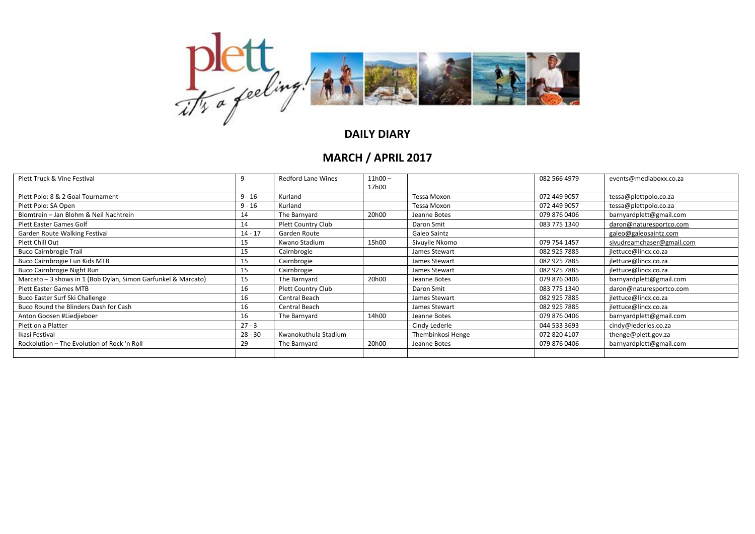## DAILY DIARY

## MARCH / APRIL 2017

| | | | | | | |
|---|---|---|---|---|---|---|
| Plett Truck & Vine Festival | 9 | Redford Lane Wines | 11h00 – 17h00 | | 082 566 4979 | events@mediaboxx.co.za |
| Plett Polo: 8 & 2 Goal Tournament | 9 - 16 | Kurland | | Tessa Moxon | 072 449 9057 | tessa@plettpolo.co.za |
| Plett Polo: SA Open | 9 - 16 | Kurland | | Tessa Moxon | 072 449 9057 | tessa@plettpolo.co.za |
| Blomtrein – Jan Blohm & Neil Nachtrein | 14 | The Barnyard | 20h00 | Jeanne Botes | 079 876 0406 | barnyardplett@gmail.com |
| Plett Easter Games Golf | 14 | Plett Country Club | | Daron Smit | 083 775 1340 | daron@naturesportco.com |
| Garden Route Walking Festival | 14 - 17 | Garden Route | | Galeo Saintz | | galeo@galeosaintz.com |
| Plett Chill Out | 15 | Kwano Stadium | 15h00 | Sivuyile Nkomo | 079 754 1457 | sivudreamchaser@gmail.com |
| Buco Cairnbrogie Trail | 15 | Cairnbrogie | | James Stewart | 082 925 7885 | jlettuce@lincx.co.za |
| Buco Cairnbrogie Fun Kids MTB | 15 | Cairnbrogie | | James Stewart | 082 925 7885 | jlettuce@lincx.co.za |
| Buco Cairnbrogie Night Run | 15 | Cairnbrogie | | James Stewart | 082 925 7885 | jlettuce@lincx.co.za |
| Marcato – 3 shows in 1 (Bob Dylan, Simon Garfunkel & Marcato) | 15 | The Barnyard | 20h00 | Jeanne Botes | 079 876 0406 | barnyardplett@gmail.com |
| Plett Easter Games MTB | 16 | Plett Country Club | | Daron Smit | 083 775 1340 | daron@naturesportco.com |
| Buco Easter Surf Ski Challenge | 16 | Central Beach | | James Stewart | 082 925 7885 | jlettuce@lincx.co.za |
| Buco Round the Blinders Dash for Cash | 16 | Central Beach | | James Stewart | 082 925 7885 | jlettuce@lincx.co.za |
| Anton Goosen #Liedjieboer | 16 | The Barnyard | 14h00 | Jeanne Botes | 079 876 0406 | barnyardplett@gmail.com |
| Plett on a Platter | 27 - 3 | | | Cindy Lederle | 044 533 3693 | cindy@lederles.co.za |
| Ikasi Festival | 28 - 30 | Kwanokuthula Stadium | | Thembinkosi Henge | 072 820 4107 | thenge@plett.gov.za |
| Rockolution – The Evolution of Rock 'n Roll | 29 | The Barnyard | 20h00 | Jeanne Botes | 079 876 0406 | barnyardplett@gmail.com |
| | | | | | | |